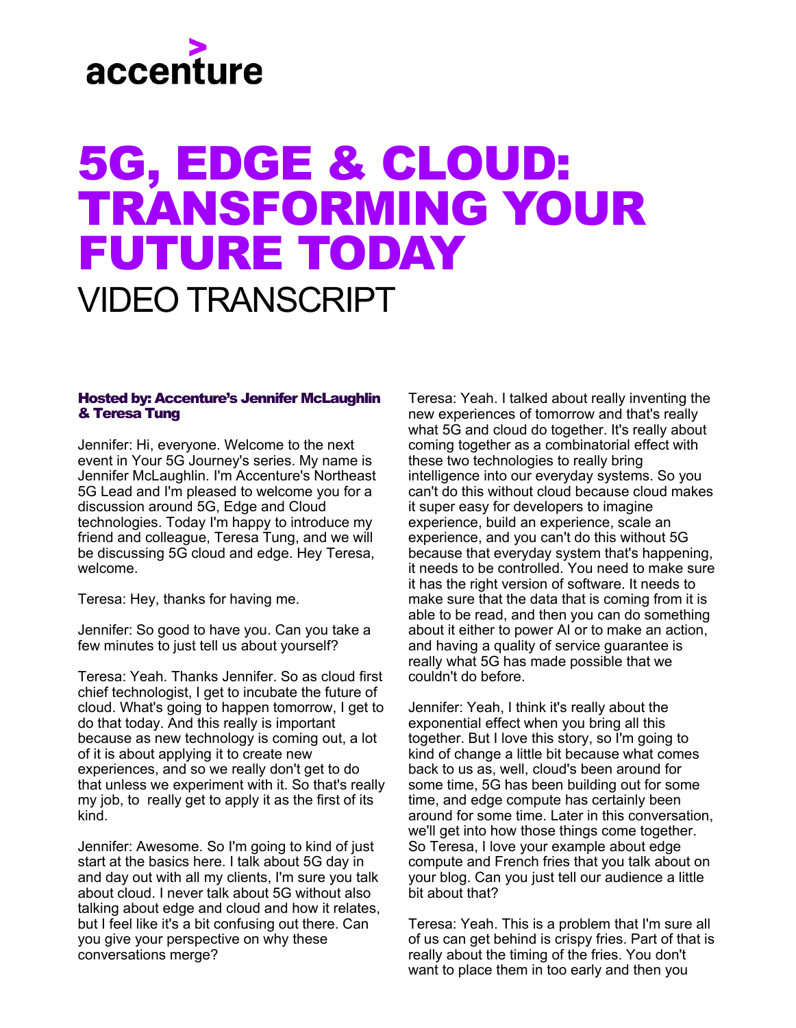accenture

# 5G, EDGE & CLOUD: TRANSFORMING YOUR FUTURE TODAY

## VIDEO TRANSCRIPT

**Hosted by: Accenture's Jennifer McLaughlin & Teresa Tung**

Jennifer: Hi, everyone. Welcome to the next event in Your 5G Journey's series. My name is Jennifer McLaughlin. I'm Accenture's Northeast 5G Lead and I'm pleased to welcome you for a discussion around 5G, Edge and Cloud technologies. Today I'm happy to introduce my friend and colleague, Teresa Tung, and we will be discussing 5G cloud and edge. Hey Teresa, welcome.

Teresa: Hey, thanks for having me.

Jennifer: So good to have you. Can you take a few minutes to just tell us about yourself?

Teresa: Yeah. Thanks Jennifer. So as cloud first chief technologist, I get to incubate the future of cloud. What's going to happen tomorrow, I get to do that today. And this really is important because as new technology is coming out, a lot of it is about applying it to create new experiences, and so we really don't get to do that unless we experiment with it. So that's really my job, to really get to apply it as the first of its kind.

Jennifer: Awesome. So I'm going to kind of just start at the basics here. I talk about 5G day in and day out with all my clients, I'm sure you talk about cloud. I never talk about 5G without also talking about edge and cloud and how it relates, but I feel like it's a bit confusing out there. Can you give your perspective on why these conversations merge?

Teresa: Yeah. I talked about really inventing the new experiences of tomorrow and that's really what 5G and cloud do together. It's really about coming together as a combinatorial effect with these two technologies to really bring intelligence into our everyday systems. So you can't do this without cloud because cloud makes it super easy for developers to imagine experience, build an experience, scale an experience, and you can't do this without 5G because that everyday system that's happening, it needs to be controlled. You need to make sure it has the right version of software. It needs to make sure that the data that is coming from it is able to be read, and then you can do something about it either to power AI or to make an action, and having a quality of service guarantee is really what 5G has made possible that we couldn't do before.

Jennifer: Yeah, I think it's really about the exponential effect when you bring all this together. But I love this story, so I'm going to kind of change a little bit because what comes back to us as, well, cloud's been around for some time, 5G has been building out for some time, and edge compute has certainly been around for some time. Later in this conversation, we'll get into how those things come together. So Teresa, I love your example about edge compute and French fries that you talk about on your blog. Can you just tell our audience a little bit about that?

Teresa: Yeah. This is a problem that I'm sure all of us can get behind is crispy fries. Part of that is really about the timing of the fries. You don't want to place them in too early and then you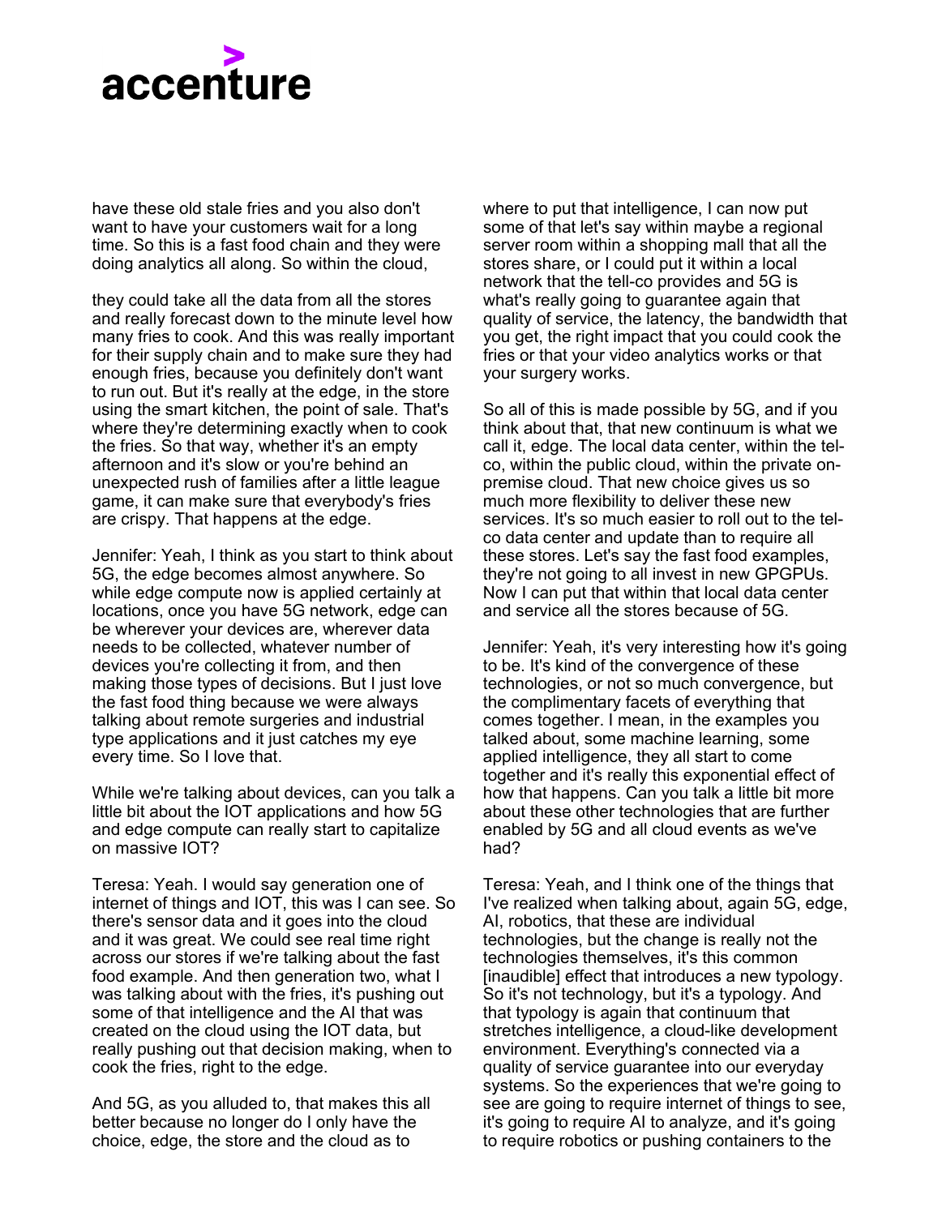have these old stale fries and you also don't want to have your customers wait for a long time. So this is a fast food chain and they were doing analytics all along. So within the cloud,

they could take all the data from all the stores and really forecast down to the minute level how many fries to cook. And this was really important for their supply chain and to make sure they had enough fries, because you definitely don't want to run out. But it's really at the edge, in the store using the smart kitchen, the point of sale. That's where they're determining exactly when to cook the fries. So that way, whether it's an empty afternoon and it's slow or you're behind an unexpected rush of families after a little league game, it can make sure that everybody's fries are crispy. That happens at the edge.

Jennifer: Yeah, I think as you start to think about 5G, the edge becomes almost anywhere. So while edge compute now is applied certainly at locations, once you have 5G network, edge can be wherever your devices are, wherever data needs to be collected, whatever number of devices you're collecting it from, and then making those types of decisions. But I just love the fast food thing because we were always talking about remote surgeries and industrial type applications and it just catches my eye every time. So I love that.

While we're talking about devices, can you talk a little bit about the IOT applications and how 5G and edge compute can really start to capitalize on massive IOT?

Teresa: Yeah. I would say generation one of internet of things and IOT, this was I can see. So there's sensor data and it goes into the cloud and it was great. We could see real time right across our stores if we're talking about the fast food example. And then generation two, what I was talking about with the fries, it's pushing out some of that intelligence and the AI that was created on the cloud using the IOT data, but really pushing out that decision making, when to cook the fries, right to the edge.

And 5G, as you alluded to, that makes this all better because no longer do I only have the choice, edge, the store and the cloud as to where to put that intelligence, I can now put some of that let's say within maybe a regional server room within a shopping mall that all the stores share, or I could put it within a local network that the tell-co provides and 5G is what's really going to guarantee again that quality of service, the latency, the bandwidth that you get, the right impact that you could cook the fries or that your video analytics works or that your surgery works.

So all of this is made possible by 5G, and if you think about that, that new continuum is what we call it, edge. The local data center, within the tel-co, within the public cloud, within the private on-premise cloud. That new choice gives us so much more flexibility to deliver these new services. It's so much easier to roll out to the tel-co data center and update than to require all these stores. Let's say the fast food examples, they're not going to all invest in new GPGPUs. Now I can put that within that local data center and service all the stores because of 5G.

Jennifer: Yeah, it's very interesting how it's going to be. It's kind of the convergence of these technologies, or not so much convergence, but the complimentary facets of everything that comes together. I mean, in the examples you talked about, some machine learning, some applied intelligence, they all start to come together and it's really this exponential effect of how that happens. Can you talk a little bit more about these other technologies that are further enabled by 5G and all cloud events as we've had?

Teresa: Yeah, and I think one of the things that I've realized when talking about, again 5G, edge, AI, robotics, that these are individual technologies, but the change is really not the technologies themselves, it's this common [inaudible] effect that introduces a new typology. So it's not technology, but it's a typology. And that typology is again that continuum that stretches intelligence, a cloud-like development environment. Everything's connected via a quality of service guarantee into our everyday systems. So the experiences that we're going to see are going to require internet of things to see, it's going to require AI to analyze, and it's going to require robotics or pushing containers to the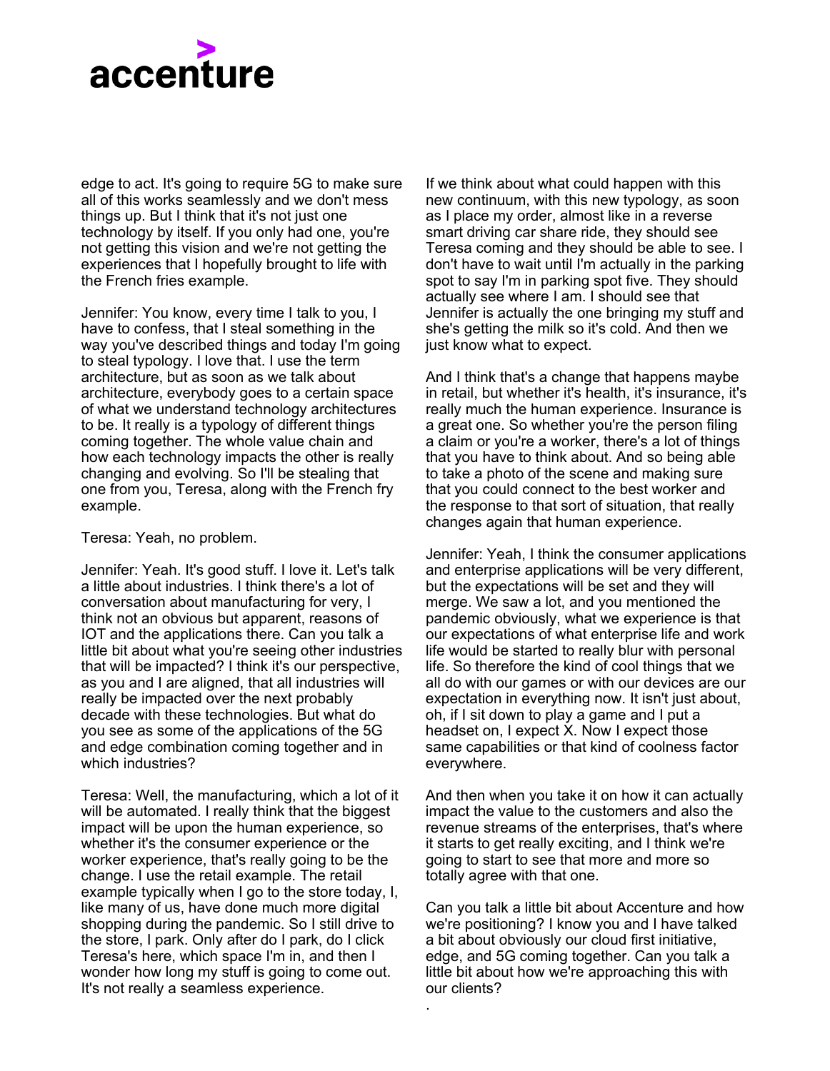edge to act. It's going to require 5G to make sure all of this works seamlessly and we don't mess things up. But I think that it's not just one technology by itself. If you only had one, you're not getting this vision and we're not getting the experiences that I hopefully brought to life with the French fries example.

Jennifer: You know, every time I talk to you, I have to confess, that I steal something in the way you've described things and today I'm going to steal typology. I love that. I use the term architecture, but as soon as we talk about architecture, everybody goes to a certain space of what we understand technology architectures to be. It really is a typology of different things coming together. The whole value chain and how each technology impacts the other is really changing and evolving. So I'll be stealing that one from you, Teresa, along with the French fry example.

Teresa: Yeah, no problem.

Jennifer: Yeah. It's good stuff. I love it. Let's talk a little about industries. I think there's a lot of conversation about manufacturing for very, I think not an obvious but apparent, reasons of IOT and the applications there. Can you talk a little bit about what you're seeing other industries that will be impacted? I think it's our perspective, as you and I are aligned, that all industries will really be impacted over the next probably decade with these technologies. But what do you see as some of the applications of the 5G and edge combination coming together and in which industries?

Teresa: Well, the manufacturing, which a lot of it will be automated. I really think that the biggest impact will be upon the human experience, so whether it's the consumer experience or the worker experience, that's really going to be the change. I use the retail example. The retail example typically when I go to the store today, I, like many of us, have done much more digital shopping during the pandemic. So I still drive to the store, I park. Only after do I park, do I click Teresa's here, which space I'm in, and then I wonder how long my stuff is going to come out. It's not really a seamless experience.

If we think about what could happen with this new continuum, with this new typology, as soon as I place my order, almost like in a reverse smart driving car share ride, they should see Teresa coming and they should be able to see. I don't have to wait until I'm actually in the parking spot to say I'm in parking spot five. They should actually see where I am. I should see that Jennifer is actually the one bringing my stuff and she's getting the milk so it's cold. And then we just know what to expect.

And I think that's a change that happens maybe in retail, but whether it's health, it's insurance, it's really much the human experience. Insurance is a great one. So whether you're the person filing a claim or you're a worker, there's a lot of things that you have to think about. And so being able to take a photo of the scene and making sure that you could connect to the best worker and the response to that sort of situation, that really changes again that human experience.

Jennifer: Yeah, I think the consumer applications and enterprise applications will be very different, but the expectations will be set and they will merge. We saw a lot, and you mentioned the pandemic obviously, what we experience is that our expectations of what enterprise life and work life would be started to really blur with personal life. So therefore the kind of cool things that we all do with our games or with our devices are our expectation in everything now. It isn't just about, oh, if I sit down to play a game and I put a headset on, I expect X. Now I expect those same capabilities or that kind of coolness factor everywhere.

And then when you take it on how it can actually impact the value to the customers and also the revenue streams of the enterprises, that's where it starts to get really exciting, and I think we're going to start to see that more and more so totally agree with that one.

Can you talk a little bit about Accenture and how we're positioning? I know you and I have talked a bit about obviously our cloud first initiative, edge, and 5G coming together. Can you talk a little bit about how we're approaching this with our clients?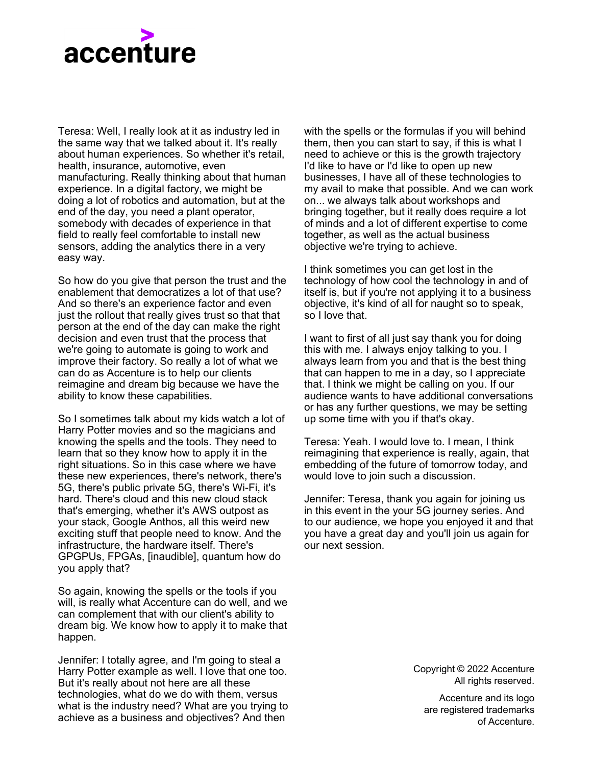Teresa: Well, I really look at it as industry led in the same way that we talked about it. It's really about human experiences. So whether it's retail, health, insurance, automotive, even manufacturing. Really thinking about that human experience. In a digital factory, we might be doing a lot of robotics and automation, but at the end of the day, you need a plant operator, somebody with decades of experience in that field to really feel comfortable to install new sensors, adding the analytics there in a very easy way.

So how do you give that person the trust and the enablement that democratizes a lot of that use? And so there's an experience factor and even just the rollout that really gives trust so that that person at the end of the day can make the right decision and even trust that the process that we're going to automate is going to work and improve their factory. So really a lot of what we can do as Accenture is to help our clients reimagine and dream big because we have the ability to know these capabilities.

So I sometimes talk about my kids watch a lot of Harry Potter movies and so the magicians and knowing the spells and the tools. They need to learn that so they know how to apply it in the right situations. So in this case where we have these new experiences, there's network, there's 5G, there's public private 5G, there's Wi-Fi, it's hard. There's cloud and this new cloud stack that's emerging, whether it's AWS outpost as your stack, Google Anthos, all this weird new exciting stuff that people need to know. And the infrastructure, the hardware itself. There's GPGPUs, FPGAs, [inaudible], quantum how do you apply that?

So again, knowing the spells or the tools if you will, is really what Accenture can do well, and we can complement that with our client's ability to dream big. We know how to apply it to make that happen.

Jennifer: I totally agree, and I'm going to steal a Harry Potter example as well. I love that one too. But it's really about not here are all these technologies, what do we do with them, versus what is the industry need? What are you trying to achieve as a business and objectives? And then with the spells or the formulas if you will behind them, then you can start to say, if this is what I need to achieve or this is the growth trajectory I'd like to have or I'd like to open up new businesses, I have all of these technologies to my avail to make that possible. And we can work on... we always talk about workshops and bringing together, but it really does require a lot of minds and a lot of different expertise to come together, as well as the actual business objective we're trying to achieve.

I think sometimes you can get lost in the technology of how cool the technology in and of itself is, but if you're not applying it to a business objective, it's kind of all for naught so to speak, so I love that.

I want to first of all just say thank you for doing this with me. I always enjoy talking to you. I always learn from you and that is the best thing that can happen to me in a day, so I appreciate that. I think we might be calling on you. If our audience wants to have additional conversations or has any further questions, we may be setting up some time with you if that's okay.

Teresa: Yeah. I would love to. I mean, I think reimagining that experience is really, again, that embedding of the future of tomorrow today, and would love to join such a discussion.

Jennifer: Teresa, thank you again for joining us in this event in the your 5G journey series. And to our audience, we hope you enjoyed it and that you have a great day and you'll join us again for our next session.

Copyright © 2022 Accenture
All rights reserved.

Accenture and its logo are registered trademarks of Accenture.